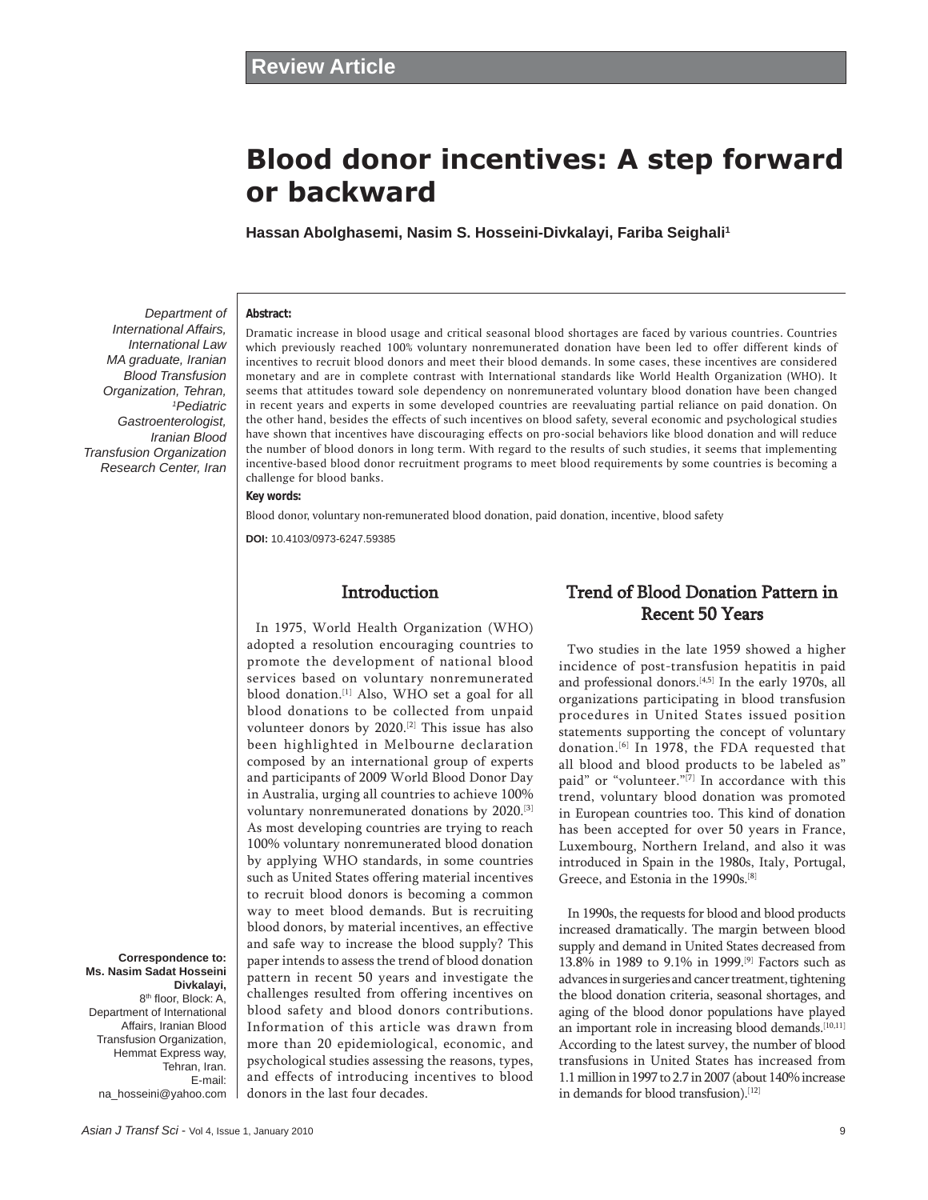Review Article

# Blood donor incentives: A step forward or backward

**Hassan Abolghasemi, Nasim S. Hosseini-Divkalayi, Fariba Seighali[1]**

*Department of International Affairs, International Law MA graduate, Iranian Blood Transfusion Organization, Tehran, [1]Pediatric Gastroenterologist, Iranian Blood Transfusion Organization Research Center, Iran*

**Correspondence to:**
**Ms. Nasim Sadat Hosseini Divkalayi,**
8th floor, Block: A, Department of International Affairs, Iranian Blood Transfusion Organization, Hemmat Express way, Tehran, Iran.
E-mail: na_hosseini@yahoo.com

**Abstract:**

Dramatic increase in blood usage and critical seasonal blood shortages are faced by various countries. Countries which previously reached 100% voluntary nonremunerated donation have been led to offer different kinds of incentives to recruit blood donors and meet their blood demands. In some cases, these incentives are considered monetary and are in complete contrast with International standards like World Health Organization (WHO). It seems that attitudes toward sole dependency on nonremunerated voluntary blood donation have been changed in recent years and experts in some developed countries are reevaluating partial reliance on paid donation. On the other hand, besides the effects of such incentives on blood safety, several economic and psychological studies have shown that incentives have discouraging effects on pro-social behaviors like blood donation and will reduce the number of blood donors in long term. With regard to the results of such studies, it seems that implementing incentive-based blood donor recruitment programs to meet blood requirements by some countries is becoming a challenge for blood banks.

**Key words:**

Blood donor, voluntary non-remunerated blood donation, paid donation, incentive, blood safety

**DOI:** 10.4103/0973-6247.59385

## Introduction

In 1975, World Health Organization (WHO) adopted a resolution encouraging countries to promote the development of national blood services based on voluntary nonremunerated blood donation.[1] Also, WHO set a goal for all blood donations to be collected from unpaid volunteer donors by 2020.[2] This issue has also been highlighted in Melbourne declaration composed by an international group of experts and participants of 2009 World Blood Donor Day in Australia, urging all countries to achieve 100% voluntary nonremunerated donations by 2020.[3] As most developing countries are trying to reach 100% voluntary nonremunerated blood donation by applying WHO standards, in some countries such as United States offering material incentives to recruit blood donors is becoming a common way to meet blood demands. But is recruiting blood donors, by material incentives, an effective and safe way to increase the blood supply? This paper intends to assess the trend of blood donation pattern in recent 50 years and investigate the challenges resulted from offering incentives on blood safety and blood donors contributions. Information of this article was drawn from more than 20 epidemiological, economic, and psychological studies assessing the reasons, types, and effects of introducing incentives to blood donors in the last four decades.

## Trend of Blood Donation Pattern in Recent 50 Years

Two studies in the late 1959 showed a higher incidence of post-transfusion hepatitis in paid and professional donors.[4,5] In the early 1970s, all organizations participating in blood transfusion procedures in United States issued position statements supporting the concept of voluntary donation.[6] In 1978, the FDA requested that all blood and blood products to be labeled as" paid" or "volunteer."[7] In accordance with this trend, voluntary blood donation was promoted in European countries too. This kind of donation has been accepted for over 50 years in France, Luxembourg, Northern Ireland, and also it was introduced in Spain in the 1980s, Italy, Portugal, Greece, and Estonia in the 1990s.[8]

In 1990s, the requests for blood and blood products increased dramatically. The margin between blood supply and demand in United States decreased from 13.8% in 1989 to 9.1% in 1999.[9] Factors such as advances in surgeries and cancer treatment, tightening the blood donation criteria, seasonal shortages, and aging of the blood donor populations have played an important role in increasing blood demands.[10,11] According to the latest survey, the number of blood transfusions in United States has increased from 1.1 million in 1997 to 2.7 in 2007 (about 140% increase in demands for blood transfusion).[12]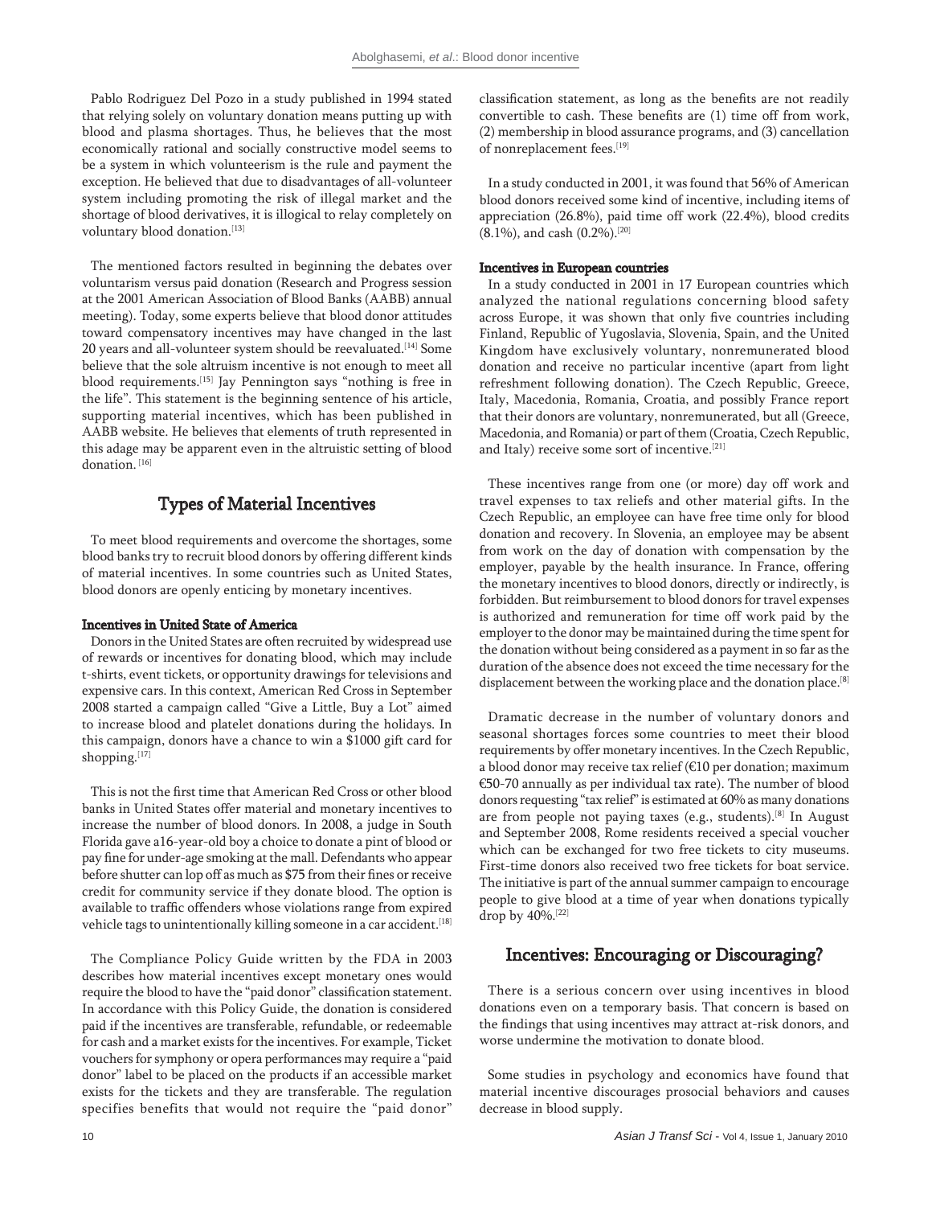Pablo Rodriguez Del Pozo in a study published in 1994 stated that relying solely on voluntary donation means putting up with blood and plasma shortages. Thus, he believes that the most economically rational and socially constructive model seems to be a system in which volunteerism is the rule and payment the exception. He believed that due to disadvantages of all-volunteer system including promoting the risk of illegal market and the shortage of blood derivatives, it is illogical to relay completely on voluntary blood donation.[13]

The mentioned factors resulted in beginning the debates over voluntarism versus paid donation (Research and Progress session at the 2001 American Association of Blood Banks (AABB) annual meeting). Today, some experts believe that blood donor attitudes toward compensatory incentives may have changed in the last 20 years and all-volunteer system should be reevaluated.[14] Some believe that the sole altruism incentive is not enough to meet all blood requirements.[15] Jay Pennington says "nothing is free in the life". This statement is the beginning sentence of his article, supporting material incentives, which has been published in AABB website. He believes that elements of truth represented in this adage may be apparent even in the altruistic setting of blood donation. [16]

## Types of Material Incentives

To meet blood requirements and overcome the shortages, some blood banks try to recruit blood donors by offering different kinds of material incentives. In some countries such as United States, blood donors are openly enticing by monetary incentives.

### Incentives in United State of America

Donors in the United States are often recruited by widespread use of rewards or incentives for donating blood, which may include t-shirts, event tickets, or opportunity drawings for televisions and expensive cars. In this context, American Red Cross in September 2008 started a campaign called "Give a Little, Buy a Lot" aimed to increase blood and platelet donations during the holidays. In this campaign, donors have a chance to win a $1000 gift card for shopping.[17]

This is not the first time that American Red Cross or other blood banks in United States offer material and monetary incentives to increase the number of blood donors. In 2008, a judge in South Florida gave a16-year-old boy a choice to donate a pint of blood or pay fine for under-age smoking at the mall. Defendants who appear before shutter can lop off as much as $75 from their fines or receive credit for community service if they donate blood. The option is available to traffic offenders whose violations range from expired vehicle tags to unintentionally killing someone in a car accident.[18]

The Compliance Policy Guide written by the FDA in 2003 describes how material incentives except monetary ones would require the blood to have the "paid donor" classification statement. In accordance with this Policy Guide, the donation is considered paid if the incentives are transferable, refundable, or redeemable for cash and a market exists for the incentives. For example, Ticket vouchers for symphony or opera performances may require a "paid donor" label to be placed on the products if an accessible market exists for the tickets and they are transferable. The regulation specifies benefits that would not require the "paid donor" classification statement, as long as the benefits are not readily convertible to cash. These benefits are (1) time off from work, (2) membership in blood assurance programs, and (3) cancellation of nonreplacement fees.[19]

In a study conducted in 2001, it was found that 56% of American blood donors received some kind of incentive, including items of appreciation (26.8%), paid time off work (22.4%), blood credits (8.1%), and cash (0.2%).[20]

### Incentives in European countries

In a study conducted in 2001 in 17 European countries which analyzed the national regulations concerning blood safety across Europe, it was shown that only five countries including Finland, Republic of Yugoslavia, Slovenia, Spain, and the United Kingdom have exclusively voluntary, nonremunerated blood donation and receive no particular incentive (apart from light refreshment following donation). The Czech Republic, Greece, Italy, Macedonia, Romania, Croatia, and possibly France report that their donors are voluntary, nonremunerated, but all (Greece, Macedonia, and Romania) or part of them (Croatia, Czech Republic, and Italy) receive some sort of incentive.[21]

These incentives range from one (or more) day off work and travel expenses to tax reliefs and other material gifts. In the Czech Republic, an employee can have free time only for blood donation and recovery. In Slovenia, an employee may be absent from work on the day of donation with compensation by the employer, payable by the health insurance. In France, offering the monetary incentives to blood donors, directly or indirectly, is forbidden. But reimbursement to blood donors for travel expenses is authorized and remuneration for time off work paid by the employer to the donor may be maintained during the time spent for the donation without being considered as a payment in so far as the duration of the absence does not exceed the time necessary for the displacement between the working place and the donation place.[8]

Dramatic decrease in the number of voluntary donors and seasonal shortages forces some countries to meet their blood requirements by offer monetary incentives. In the Czech Republic, a blood donor may receive tax relief (€10 per donation; maximum €50-70 annually as per individual tax rate). The number of blood donors requesting "tax relief" is estimated at 60% as many donations are from people not paying taxes (e.g., students).[8] In August and September 2008, Rome residents received a special voucher which can be exchanged for two free tickets to city museums. First-time donors also received two free tickets for boat service. The initiative is part of the annual summer campaign to encourage people to give blood at a time of year when donations typically drop by 40%.[22]

## Incentives: Encouraging or Discouraging?

There is a serious concern over using incentives in blood donations even on a temporary basis. That concern is based on the findings that using incentives may attract at-risk donors, and worse undermine the motivation to donate blood.

Some studies in psychology and economics have found that material incentive discourages prosocial behaviors and causes decrease in blood supply.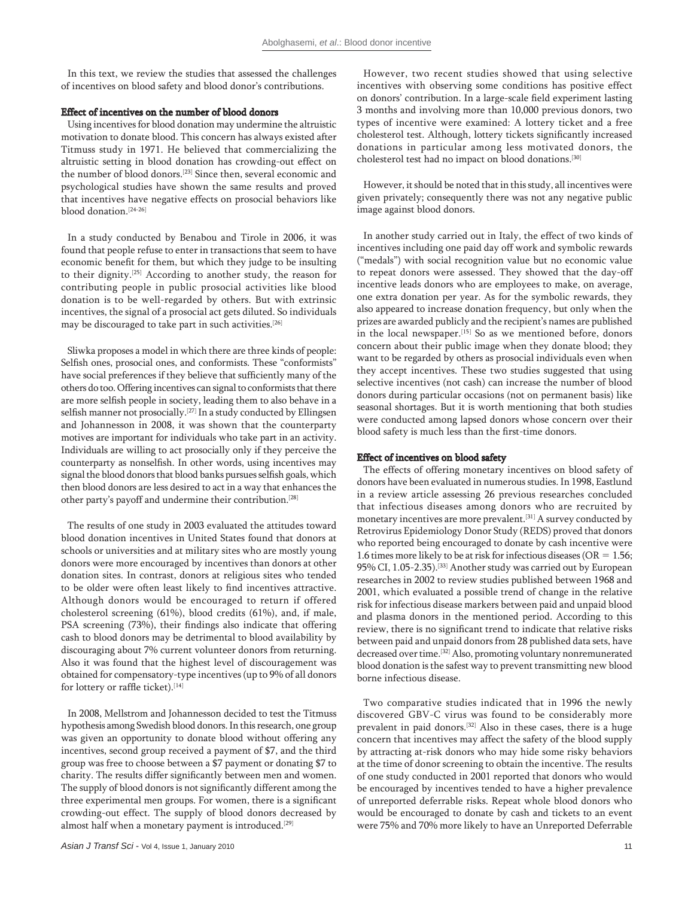In this text, we review the studies that assessed the challenges of incentives on blood safety and blood donor's contributions.

### Effect of incentives on the number of blood donors

Using incentives for blood donation may undermine the altruistic motivation to donate blood. This concern has always existed after Titmuss study in 1971. He believed that commercializing the altruistic setting in blood donation has crowding-out effect on the number of blood donors.[23] Since then, several economic and psychological studies have shown the same results and proved that incentives have negative effects on prosocial behaviors like blood donation.[24-26]

In a study conducted by Benabou and Tirole in 2006, it was found that people refuse to enter in transactions that seem to have economic benefit for them, but which they judge to be insulting to their dignity.[25] According to another study, the reason for contributing people in public prosocial activities like blood donation is to be well-regarded by others. But with extrinsic incentives, the signal of a prosocial act gets diluted. So individuals may be discouraged to take part in such activities.[26]

Sliwka proposes a model in which there are three kinds of people: Selfish ones, prosocial ones, and conformists. These "conformists" have social preferences if they believe that sufficiently many of the others do too. Offering incentives can signal to conformists that there are more selfish people in society, leading them to also behave in a selfish manner not prosocially.[27] In a study conducted by Ellingsen and Johannesson in 2008, it was shown that the counterparty motives are important for individuals who take part in an activity. Individuals are willing to act prosocially only if they perceive the counterparty as nonselfish. In other words, using incentives may signal the blood donors that blood banks pursues selfish goals, which then blood donors are less desired to act in a way that enhances the other party's payoff and undermine their contribution.[28]

The results of one study in 2003 evaluated the attitudes toward blood donation incentives in United States found that donors at schools or universities and at military sites who are mostly young donors were more encouraged by incentives than donors at other donation sites. In contrast, donors at religious sites who tended to be older were often least likely to find incentives attractive. Although donors would be encouraged to return if offered cholesterol screening (61%), blood credits (61%), and, if male, PSA screening (73%), their findings also indicate that offering cash to blood donors may be detrimental to blood availability by discouraging about 7% current volunteer donors from returning. Also it was found that the highest level of discouragement was obtained for compensatory-type incentives (up to 9% of all donors for lottery or raffle ticket).[14]

In 2008, Mellstrom and Johannesson decided to test the Titmuss hypothesis among Swedish blood donors. In this research, one group was given an opportunity to donate blood without offering any incentives, second group received a payment of $7, and the third group was free to choose between a $7 payment or donating $7 to charity. The results differ significantly between men and women. The supply of blood donors is not significantly different among the three experimental men groups. For women, there is a significant crowding-out effect. The supply of blood donors decreased by almost half when a monetary payment is introduced.[29]

However, two recent studies showed that using selective incentives with observing some conditions has positive effect on donors' contribution. In a large-scale field experiment lasting 3 months and involving more than 10,000 previous donors, two types of incentive were examined: A lottery ticket and a free cholesterol test. Although, lottery tickets significantly increased donations in particular among less motivated donors, the cholesterol test had no impact on blood donations.[30]

However, it should be noted that in this study, all incentives were given privately; consequently there was not any negative public image against blood donors.

In another study carried out in Italy, the effect of two kinds of incentives including one paid day off work and symbolic rewards ("medals") with social recognition value but no economic value to repeat donors were assessed. They showed that the day-off incentive leads donors who are employees to make, on average, one extra donation per year. As for the symbolic rewards, they also appeared to increase donation frequency, but only when the prizes are awarded publicly and the recipient's names are published in the local newspaper.[15] So as we mentioned before, donors concern about their public image when they donate blood; they want to be regarded by others as prosocial individuals even when they accept incentives. These two studies suggested that using selective incentives (not cash) can increase the number of blood donors during particular occasions (not on permanent basis) like seasonal shortages. But it is worth mentioning that both studies were conducted among lapsed donors whose concern over their blood safety is much less than the first-time donors.

### Effect of incentives on blood safety

The effects of offering monetary incentives on blood safety of donors have been evaluated in numerous studies. In 1998, Eastlund in a review article assessing 26 previous researches concluded that infectious diseases among donors who are recruited by monetary incentives are more prevalent.[31] A survey conducted by Retrovirus Epidemiology Donor Study (REDS) proved that donors who reported being encouraged to donate by cash incentive were 1.6 times more likely to be at risk for infectious diseases (OR = 1.56; 95% CI, 1.05-2.35).[33] Another study was carried out by European researches in 2002 to review studies published between 1968 and 2001, which evaluated a possible trend of change in the relative risk for infectious disease markers between paid and unpaid blood and plasma donors in the mentioned period. According to this review, there is no significant trend to indicate that relative risks between paid and unpaid donors from 28 published data sets, have decreased over time.[32] Also, promoting voluntary nonremunerated blood donation is the safest way to prevent transmitting new blood borne infectious disease.

Two comparative studies indicated that in 1996 the newly discovered GBV-C virus was found to be considerably more prevalent in paid donors.[32] Also in these cases, there is a huge concern that incentives may affect the safety of the blood supply by attracting at-risk donors who may hide some risky behaviors at the time of donor screening to obtain the incentive. The results of one study conducted in 2001 reported that donors who would be encouraged by incentives tended to have a higher prevalence of unreported deferrable risks. Repeat whole blood donors who would be encouraged to donate by cash and tickets to an event were 75% and 70% more likely to have an Unreported Deferrable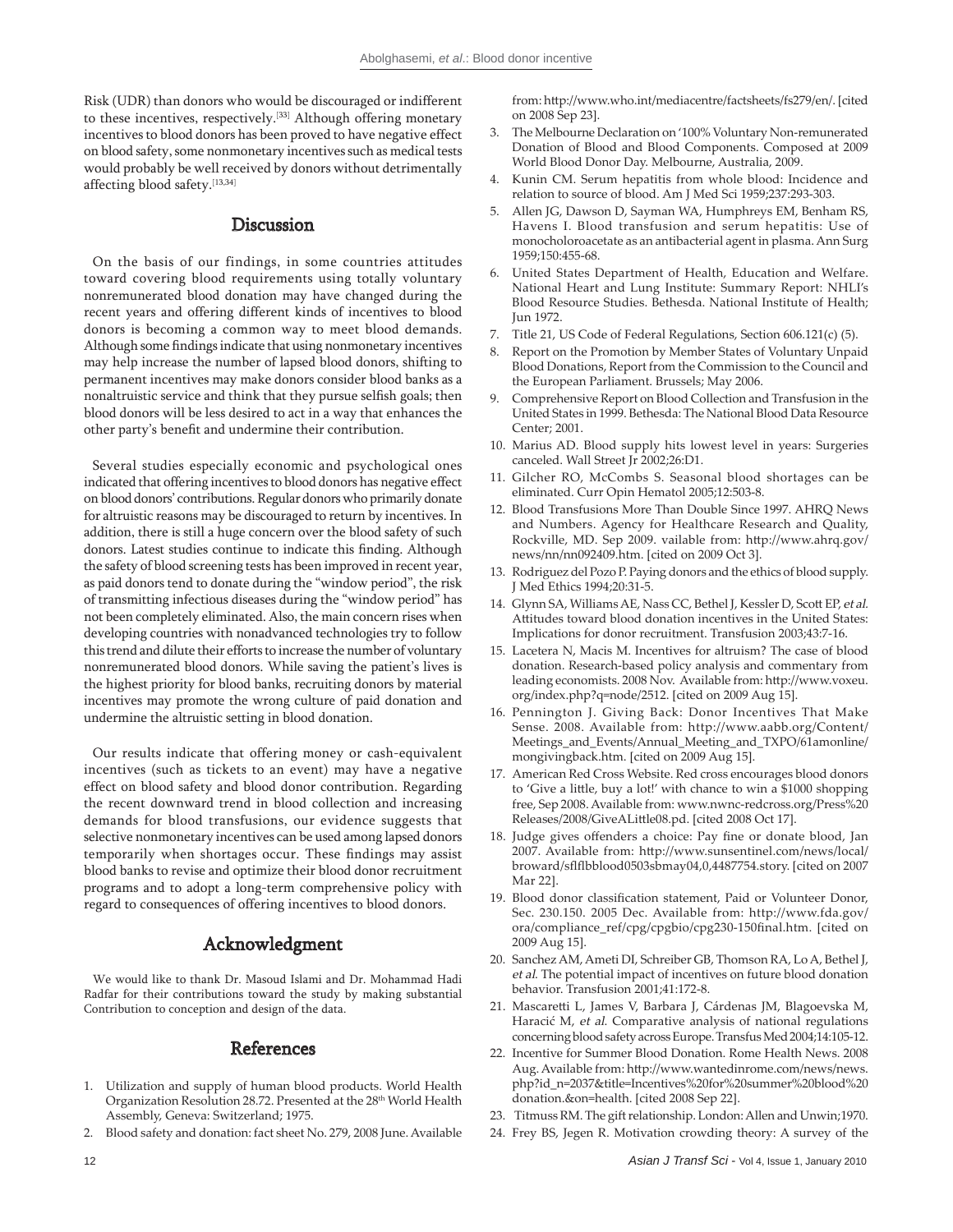Risk (UDR) than donors who would be discouraged or indifferent to these incentives, respectively.[33] Although offering monetary incentives to blood donors has been proved to have negative effect on blood safety, some nonmonetary incentives such as medical tests would probably be well received by donors without detrimentally affecting blood safety.[13,34]

## Discussion

On the basis of our findings, in some countries attitudes toward covering blood requirements using totally voluntary nonremunerated blood donation may have changed during the recent years and offering different kinds of incentives to blood donors is becoming a common way to meet blood demands. Although some findings indicate that using nonmonetary incentives may help increase the number of lapsed blood donors, shifting to permanent incentives may make donors consider blood banks as a nonaltruistic service and think that they pursue selfish goals; then blood donors will be less desired to act in a way that enhances the other party's benefit and undermine their contribution.

Several studies especially economic and psychological ones indicated that offering incentives to blood donors has negative effect on blood donors' contributions. Regular donors who primarily donate for altruistic reasons may be discouraged to return by incentives. In addition, there is still a huge concern over the blood safety of such donors. Latest studies continue to indicate this finding. Although the safety of blood screening tests has been improved in recent year, as paid donors tend to donate during the "window period", the risk of transmitting infectious diseases during the "window period" has not been completely eliminated. Also, the main concern rises when developing countries with nonadvanced technologies try to follow this trend and dilute their efforts to increase the number of voluntary nonremunerated blood donors. While saving the patient's lives is the highest priority for blood banks, recruiting donors by material incentives may promote the wrong culture of paid donation and undermine the altruistic setting in blood donation.

Our results indicate that offering money or cash-equivalent incentives (such as tickets to an event) may have a negative effect on blood safety and blood donor contribution. Regarding the recent downward trend in blood collection and increasing demands for blood transfusions, our evidence suggests that selective nonmonetary incentives can be used among lapsed donors temporarily when shortages occur. These findings may assist blood banks to revise and optimize their blood donor recruitment programs and to adopt a long-term comprehensive policy with regard to consequences of offering incentives to blood donors.

## Acknowledgment

We would like to thank Dr. Masoud Islami and Dr. Mohammad Hadi Radfar for their contributions toward the study by making substantial Contribution to conception and design of the data.

## References

1. Utilization and supply of human blood products. World Health Organization Resolution 28.72. Presented at the 28th World Health Assembly, Geneva: Switzerland; 1975.
2. Blood safety and donation: fact sheet No. 279, 2008 June. Available from: http://www.who.int/mediacentre/factsheets/fs279/en/. [cited on 2008 Sep 23].
3. The Melbourne Declaration on '100% Voluntary Non-remunerated Donation of Blood and Blood Components. Composed at 2009 World Blood Donor Day. Melbourne, Australia, 2009.
4. Kunin CM. Serum hepatitis from whole blood: Incidence and relation to source of blood. Am J Med Sci 1959;237:293-303.
5. Allen JG, Dawson D, Sayman WA, Humphreys EM, Benham RS, Havens I. Blood transfusion and serum hepatitis: Use of monocholoroacetate as an antibacterial agent in plasma. Ann Surg 1959;150:455-68.
6. United States Department of Health, Education and Welfare. National Heart and Lung Institute: Summary Report: NHLI's Blood Resource Studies. Bethesda. National Institute of Health; Jun 1972.
7. Title 21, US Code of Federal Regulations, Section 606.121(c) (5).
8. Report on the Promotion by Member States of Voluntary Unpaid Blood Donations, Report from the Commission to the Council and the European Parliament. Brussels; May 2006.
9. Comprehensive Report on Blood Collection and Transfusion in the United States in 1999. Bethesda: The National Blood Data Resource Center; 2001.
10. Marius AD. Blood supply hits lowest level in years: Surgeries canceled. Wall Street Jr 2002;26:D1.
11. Gilcher RO, McCombs S. Seasonal blood shortages can be eliminated. Curr Opin Hematol 2005;12:503-8.
12. Blood Transfusions More Than Double Since 1997. AHRQ News and Numbers. Agency for Healthcare Research and Quality, Rockville, MD. Sep 2009. vailable from: http://www.ahrq.gov/news/nn/nn092409.htm. [cited on 2009 Oct 3].
13. Rodriguez del Pozo P. Paying donors and the ethics of blood supply. J Med Ethics 1994;20:31-5.
14. Glynn SA, Williams AE, Nass CC, Bethel J, Kessler D, Scott EP, *et al.* Attitudes toward blood donation incentives in the United States: Implications for donor recruitment. Transfusion 2003;43:7-16.
15. Lacetera N, Macis M. Incentives for altruism? The case of blood donation. Research-based policy analysis and commentary from leading economists. 2008 Nov. Available from: http://www.voxeu.org/index.php?q=node/2512. [cited on 2009 Aug 15].
16. Pennington J. Giving Back: Donor Incentives That Make Sense. 2008. Available from: http://www.aabb.org/Content/Meetings_and_Events/Annual_Meeting_and_TXPO/61amonline/mongivingback.htm. [cited on 2009 Aug 15].
17. American Red Cross Website. Red cross encourages blood donors to 'Give a little, buy a lot!' with chance to win a $1000 shopping free, Sep 2008. Available from: www.nwnc-redcross.org/Press%20Releases/2008/GiveALittle08.pd. [cited 2008 Oct 17].
18. Judge gives offenders a choice: Pay fine or donate blood, Jan 2007. Available from: http://www.sunsentinel.com/news/local/broward/sflflbblood0503sbmay04,0,4487754.story. [cited on 2007 Mar 22].
19. Blood donor classification statement, Paid or Volunteer Donor, Sec. 230.150. 2005 Dec. Available from: http://www.fda.gov/ora/compliance_ref/cpg/cpgbio/cpg230-150final.htm. [cited on 2009 Aug 15].
20. Sanchez AM, Ameti DI, Schreiber GB, Thomson RA, Lo A, Bethel J, *et al.* The potential impact of incentives on future blood donation behavior. Transfusion 2001;41:172-8.
21. Mascaretti L, James V, Barbara J, Cárdenas JM, Blagoevska M, Haracić M, *et al.* Comparative analysis of national regulations concerning blood safety across Europe. Transfus Med 2004;14:105-12.
22. Incentive for Summer Blood Donation. Rome Health News. 2008 Aug. Available from: http://www.wantedinrome.com/news/news.php?id_n=2037&title=Incentives%20for%20summer%20blood%20donation.&on=health. [cited 2008 Sep 22].
23. Titmuss RM. The gift relationship. London: Allen and Unwin;1970.
24. Frey BS, Jegen R. Motivation crowding theory: A survey of the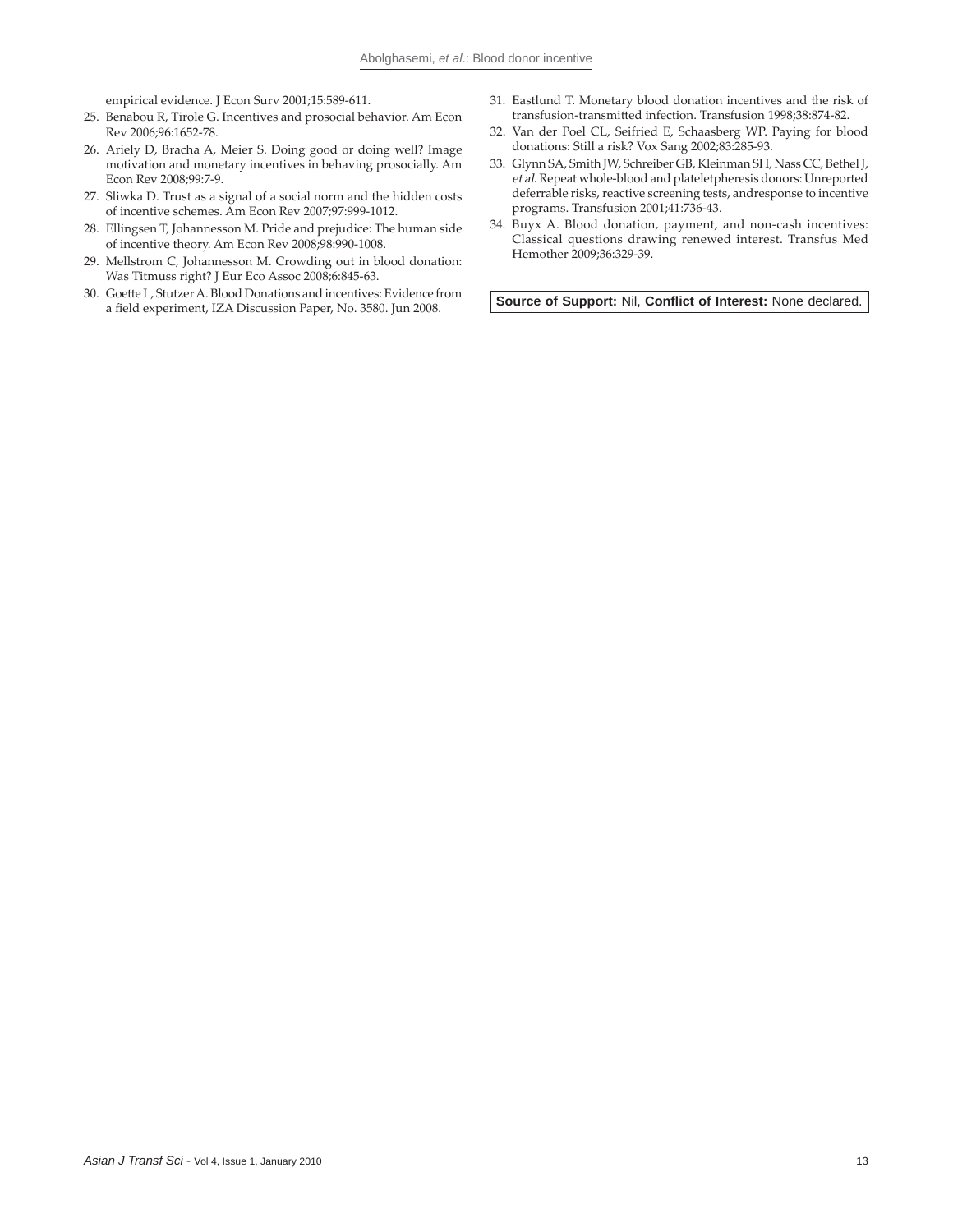empirical evidence. J Econ Surv 2001;15:589-611.

25. Benabou R, Tirole G. Incentives and prosocial behavior. Am Econ Rev 2006;96:1652-78.
26. Ariely D, Bracha A, Meier S. Doing good or doing well? Image motivation and monetary incentives in behaving prosocially. Am Econ Rev 2008;99:7-9.
27. Sliwka D. Trust as a signal of a social norm and the hidden costs of incentive schemes. Am Econ Rev 2007;97:999-1012.
28. Ellingsen T, Johannesson M. Pride and prejudice: The human side of incentive theory. Am Econ Rev 2008;98:990-1008.
29. Mellstrom C, Johannesson M. Crowding out in blood donation: Was Titmuss right? J Eur Eco Assoc 2008;6:845-63.
30. Goette L, Stutzer A. Blood Donations and incentives: Evidence from a field experiment, IZA Discussion Paper, No. 3580. Jun 2008.
31. Eastlund T. Monetary blood donation incentives and the risk of transfusion-transmitted infection. Transfusion 1998;38:874-82.
32. Van der Poel CL, Seifried E, Schaasberg WP. Paying for blood donations: Still a risk? Vox Sang 2002;83:285-93.
33. Glynn SA, Smith JW, Schreiber GB, Kleinman SH, Nass CC, Bethel J, *et al*. Repeat whole-blood and plateletpheresis donors: Unreported deferrable risks, reactive screening tests, andresponse to incentive programs. Transfusion 2001;41:736-43.
34. Buyx A. Blood donation, payment, and non-cash incentives: Classical questions drawing renewed interest. Transfus Med Hemother 2009;36:329-39.

**Source of Support:** Nil, **Conflict of Interest:** None declared.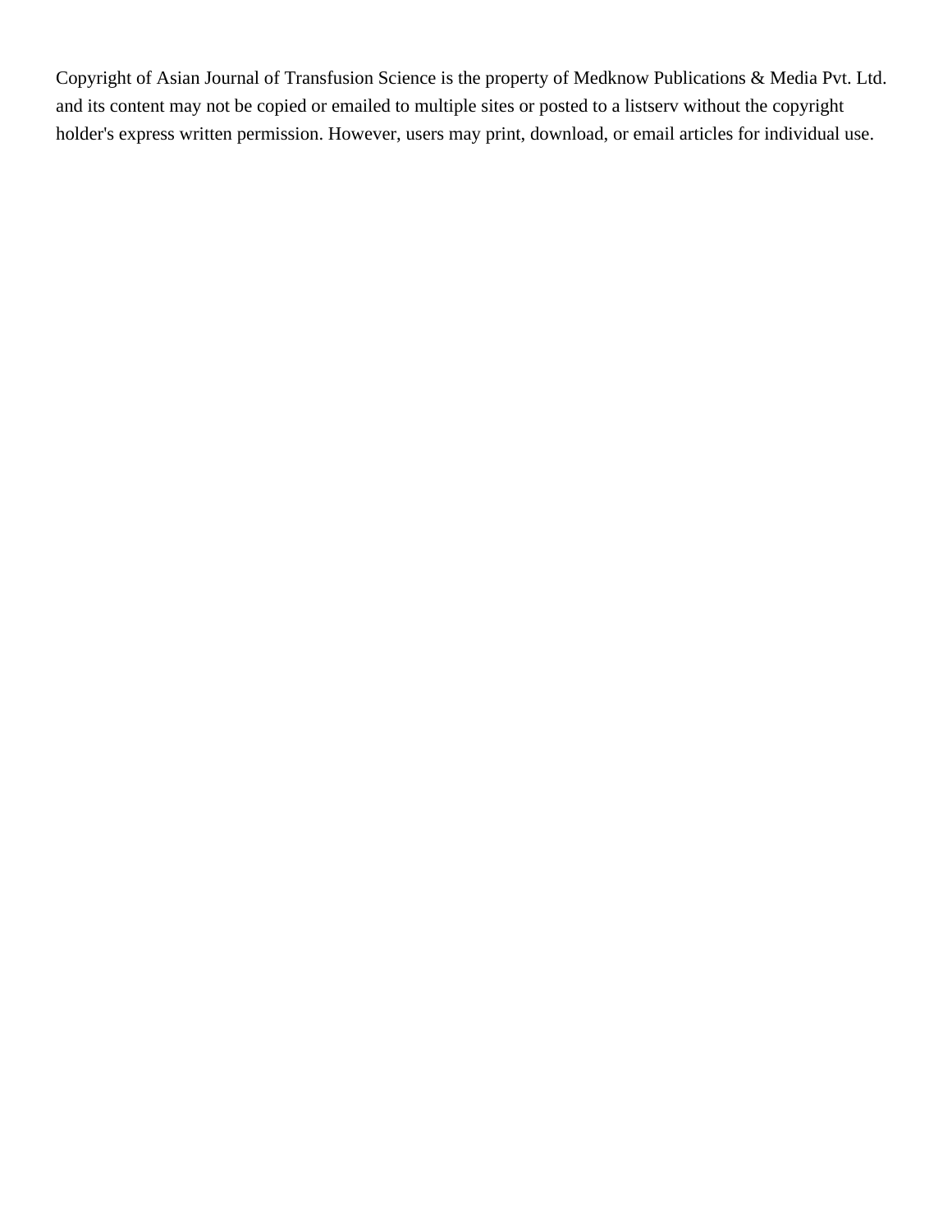Copyright of Asian Journal of Transfusion Science is the property of Medknow Publications & Media Pvt. Ltd. and its content may not be copied or emailed to multiple sites or posted to a listserv without the copyright holder's express written permission. However, users may print, download, or email articles for individual use.